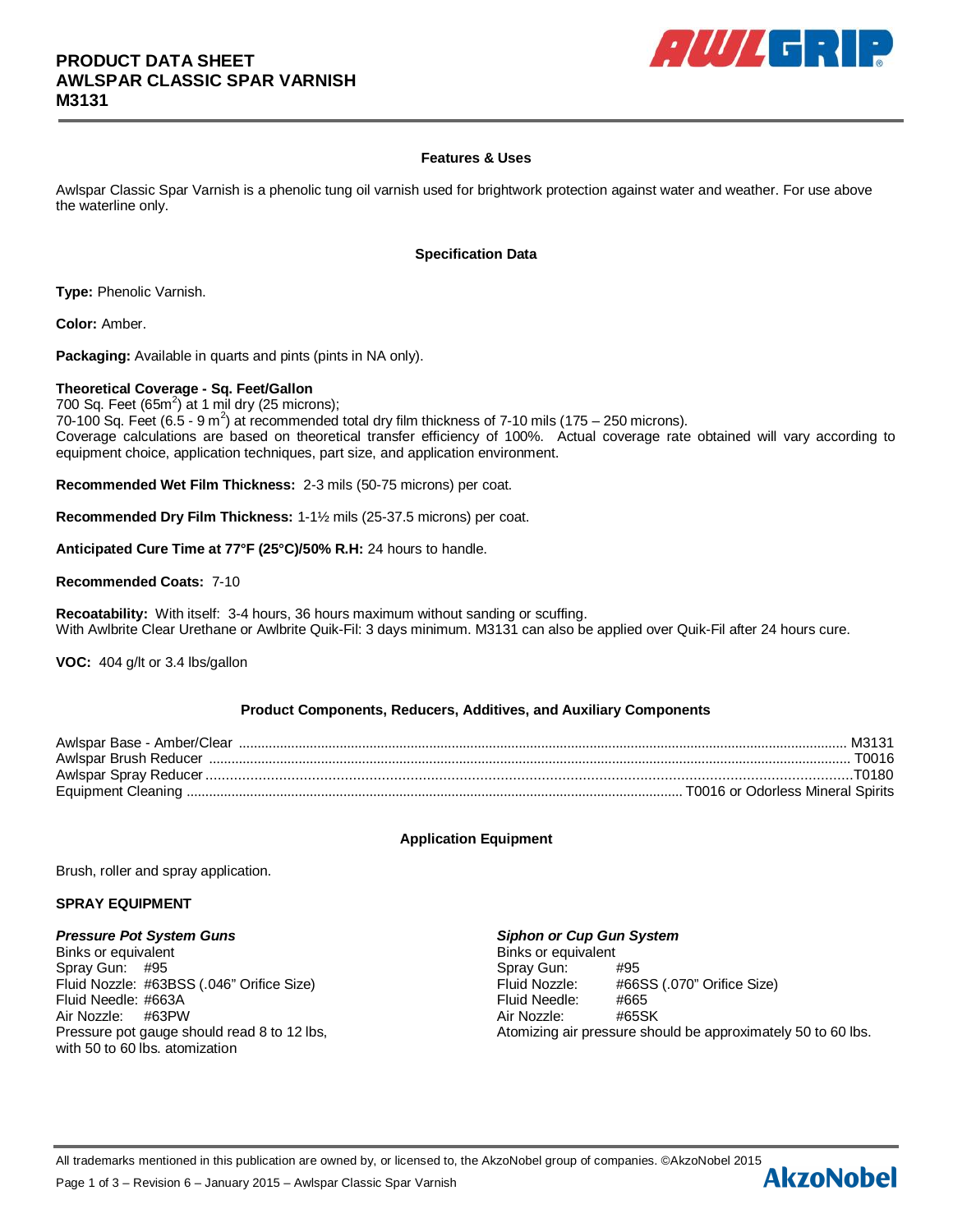# PRODUCT DATA SHEET
# AWLSPAR CLASSIC SPAR VARNISH
# M3131

## Features & Uses

Awlspar Classic Spar Varnish is a phenolic tung oil varnish used for brightwork protection against water and weather. For use above the waterline only.

## Specification Data

**Type:** Phenolic Varnish.

**Color:** Amber.

**Packaging:** Available in quarts and pints (pints in NA only).

**Theoretical Coverage - Sq. Feet/Gallon**
700 Sq. Feet (65m$^2$) at 1 mil dry (25 microns);
70-100 Sq. Feet (6.5 - 9 m$^2$) at recommended total dry film thickness of 7-10 mils (175 – 250 microns).
Coverage calculations are based on theoretical transfer efficiency of 100%. Actual coverage rate obtained will vary according to equipment choice, application techniques, part size, and application environment.

**Recommended Wet Film Thickness:** 2-3 mils (50-75 microns) per coat.

**Recommended Dry Film Thickness:** 1-1½ mils (25-37.5 microns) per coat.

**Anticipated Cure Time at 77°F (25°C)/50% R.H:** 24 hours to handle.

**Recommended Coats:** 7-10

**Recoatability:** With itself: 3-4 hours, 36 hours maximum without sanding or scuffing.
With Awlbrite Clear Urethane or Awlbrite Quik-Fil: 3 days minimum. M3131 can also be applied over Quik-Fil after 24 hours cure.

**VOC:** 404 g/lt or 3.4 lbs/gallon

## Product Components, Reducers, Additives, and Auxiliary Components

| Component | Product |
|---|---|
| Awlspar Base - Amber/Clear | M3131 |
| Awlspar Brush Reducer | T0016 |
| Awlspar Spray Reducer | T0180 |
| Equipment Cleaning | T0016 or Odorless Mineral Spirits |

## Application Equipment

Brush, roller and spray application.

**SPRAY EQUIPMENT**

***Pressure Pot System Guns***
Binks or equivalent
Spray Gun: #95
Fluid Nozzle: #63BSS (.046" Orifice Size)
Fluid Needle: #663A
Air Nozzle: #63PW
Pressure pot gauge should read 8 to 12 lbs, with 50 to 60 lbs. atomization

***Siphon or Cup Gun System***
Binks or equivalent
Spray Gun: #95
Fluid Nozzle: #66SS (.070" Orifice Size)
Fluid Needle: #665
Air Nozzle: #65SK
Atomizing air pressure should be approximately 50 to 60 lbs.

All trademarks mentioned in this publication are owned by, or licensed to, the AkzoNobel group of companies. ©AkzoNobel 2015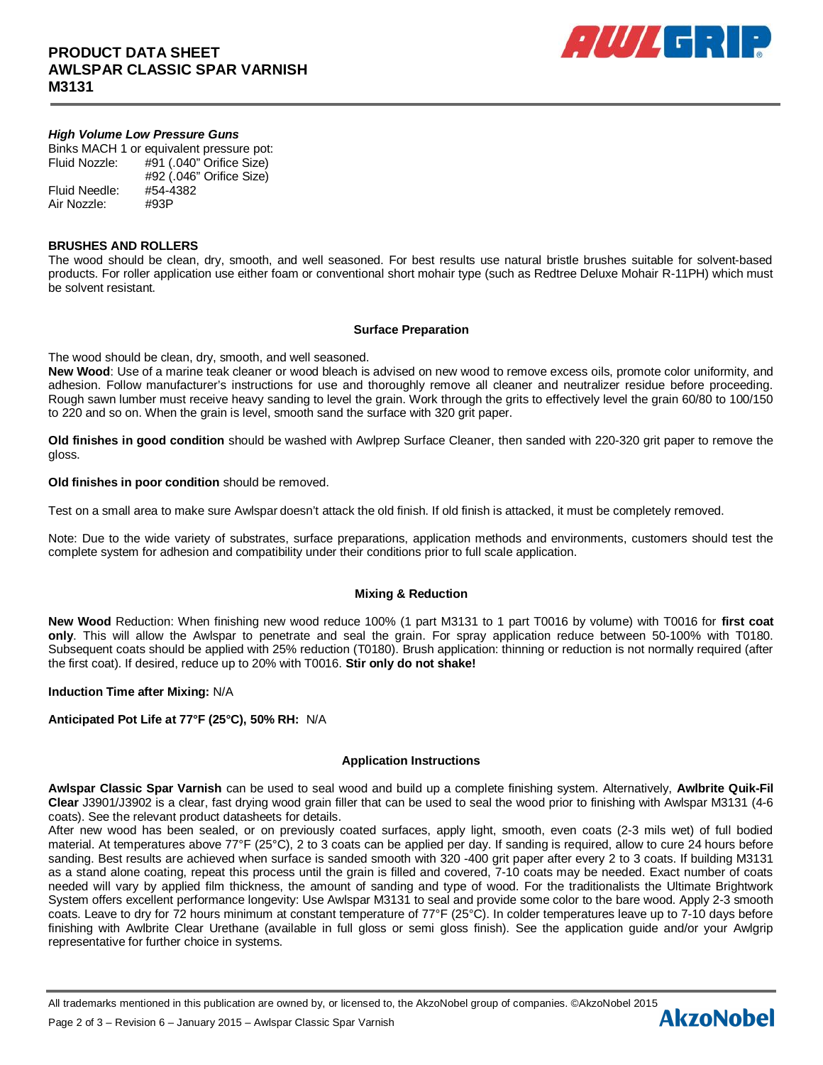### *High Volume Low Pressure Guns*

Binks MACH 1 or equivalent pressure pot:

| | |
|---|---|
| Fluid Nozzle: | #91 (.040" Orifice Size) |
| | #92 (.046" Orifice Size) |
| Fluid Needle: | #54-4382 |
| Air Nozzle: | #93P |

### BRUSHES AND ROLLERS

The wood should be clean, dry, smooth, and well seasoned. For best results use natural bristle brushes suitable for solvent-based products. For roller application use either foam or conventional short mohair type (such as Redtree Deluxe Mohair R-11PH) which must be solvent resistant.

## Surface Preparation

The wood should be clean, dry, smooth, and well seasoned.

**New Wood**: Use of a marine teak cleaner or wood bleach is advised on new wood to remove excess oils, promote color uniformity, and adhesion. Follow manufacturer's instructions for use and thoroughly remove all cleaner and neutralizer residue before proceeding. Rough sawn lumber must receive heavy sanding to level the grain. Work through the grits to effectively level the grain 60/80 to 100/150 to 220 and so on. When the grain is level, smooth sand the surface with 320 grit paper.

**Old finishes in good condition** should be washed with Awlprep Surface Cleaner, then sanded with 220-320 grit paper to remove the gloss.

**Old finishes in poor condition** should be removed.

Test on a small area to make sure Awlspar doesn't attack the old finish. If old finish is attacked, it must be completely removed.

Note: Due to the wide variety of substrates, surface preparations, application methods and environments, customers should test the complete system for adhesion and compatibility under their conditions prior to full scale application.

## Mixing & Reduction

**New Wood** Reduction: When finishing new wood reduce 100% (1 part M3131 to 1 part T0016 by volume) with T0016 for **first coat only**. This will allow the Awlspar to penetrate and seal the grain. For spray application reduce between 50-100% with T0180. Subsequent coats should be applied with 25% reduction (T0180). Brush application: thinning or reduction is not normally required (after the first coat). If desired, reduce up to 20% with T0016. **Stir only do not shake!**

**Induction Time after Mixing:** N/A

**Anticipated Pot Life at 77°F (25°C), 50% RH:** N/A

## Application Instructions

**Awlspar Classic Spar Varnish** can be used to seal wood and build up a complete finishing system. Alternatively, **Awlbrite Quik-Fil Clear** J3901/J3902 is a clear, fast drying wood grain filler that can be used to seal the wood prior to finishing with Awlspar M3131 (4-6 coats). See the relevant product datasheets for details.

After new wood has been sealed, or on previously coated surfaces, apply light, smooth, even coats (2-3 mils wet) of full bodied material. At temperatures above 77°F (25°C), 2 to 3 coats can be applied per day. If sanding is required, allow to cure 24 hours before sanding. Best results are achieved when surface is sanded smooth with 320 -400 grit paper after every 2 to 3 coats. If building M3131 as a stand alone coating, repeat this process until the grain is filled and covered, 7-10 coats may be needed. Exact number of coats needed will vary by applied film thickness, the amount of sanding and type of wood. For the traditionalists the Ultimate Brightwork System offers excellent performance longevity: Use Awlspar M3131 to seal and provide some color to the bare wood. Apply 2-3 smooth coats. Leave to dry for 72 hours minimum at constant temperature of 77°F (25°C). In colder temperatures leave up to 7-10 days before finishing with Awlbrite Clear Urethane (available in full gloss or semi gloss finish). See the application guide and/or your Awlgrip representative for further choice in systems.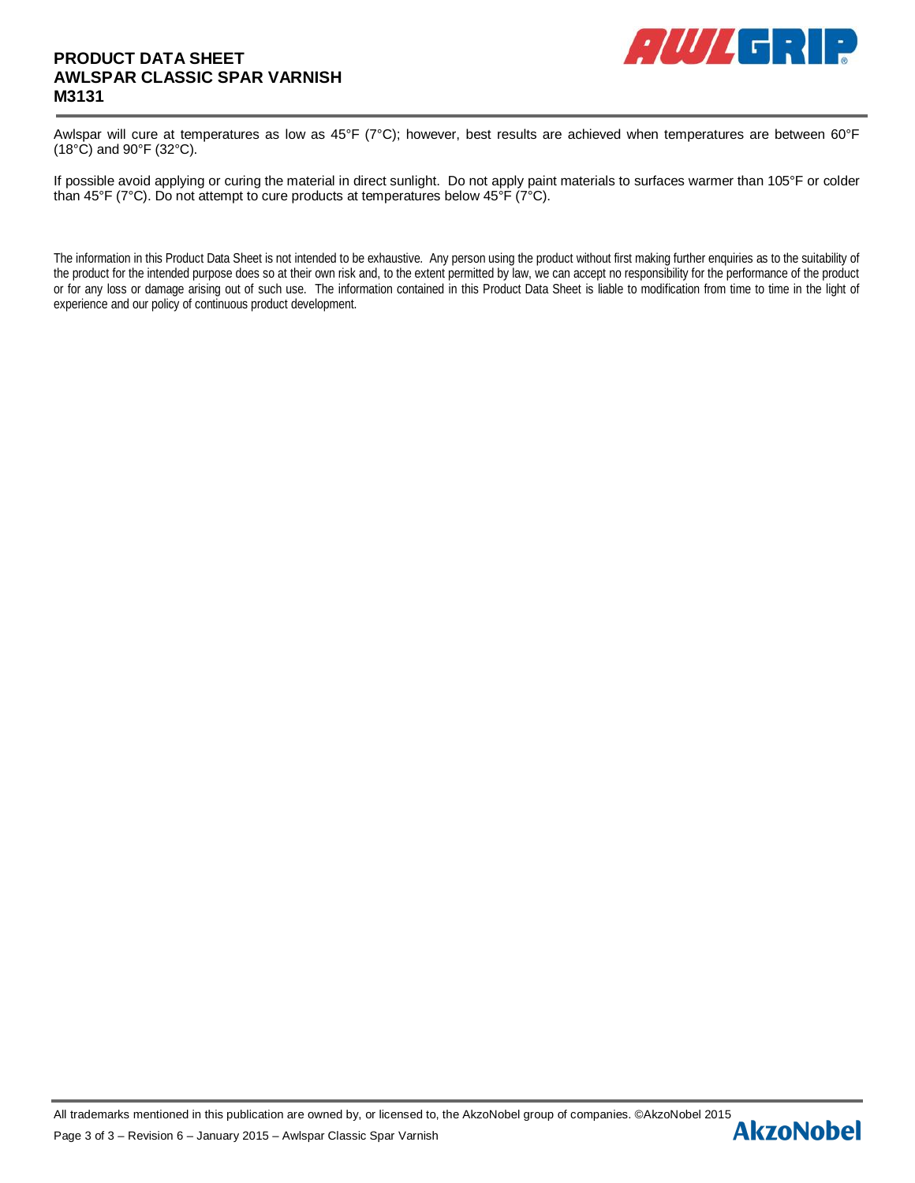Awlspar will cure at temperatures as low as 45°F (7°C); however, best results are achieved when temperatures are between 60°F (18°C) and 90°F (32°C).

If possible avoid applying or curing the material in direct sunlight. Do not apply paint materials to surfaces warmer than 105°F or colder than 45°F (7°C). Do not attempt to cure products at temperatures below 45°F (7°C).

The information in this Product Data Sheet is not intended to be exhaustive. Any person using the product without first making further enquiries as to the suitability of the product for the intended purpose does so at their own risk and, to the extent permitted by law, we can accept no responsibility for the performance of the product or for any loss or damage arising out of such use. The information contained in this Product Data Sheet is liable to modification from time to time in the light of experience and our policy of continuous product development.

All trademarks mentioned in this publication are owned by, or licensed to, the AkzoNobel group of companies. ©AkzoNobel 2015